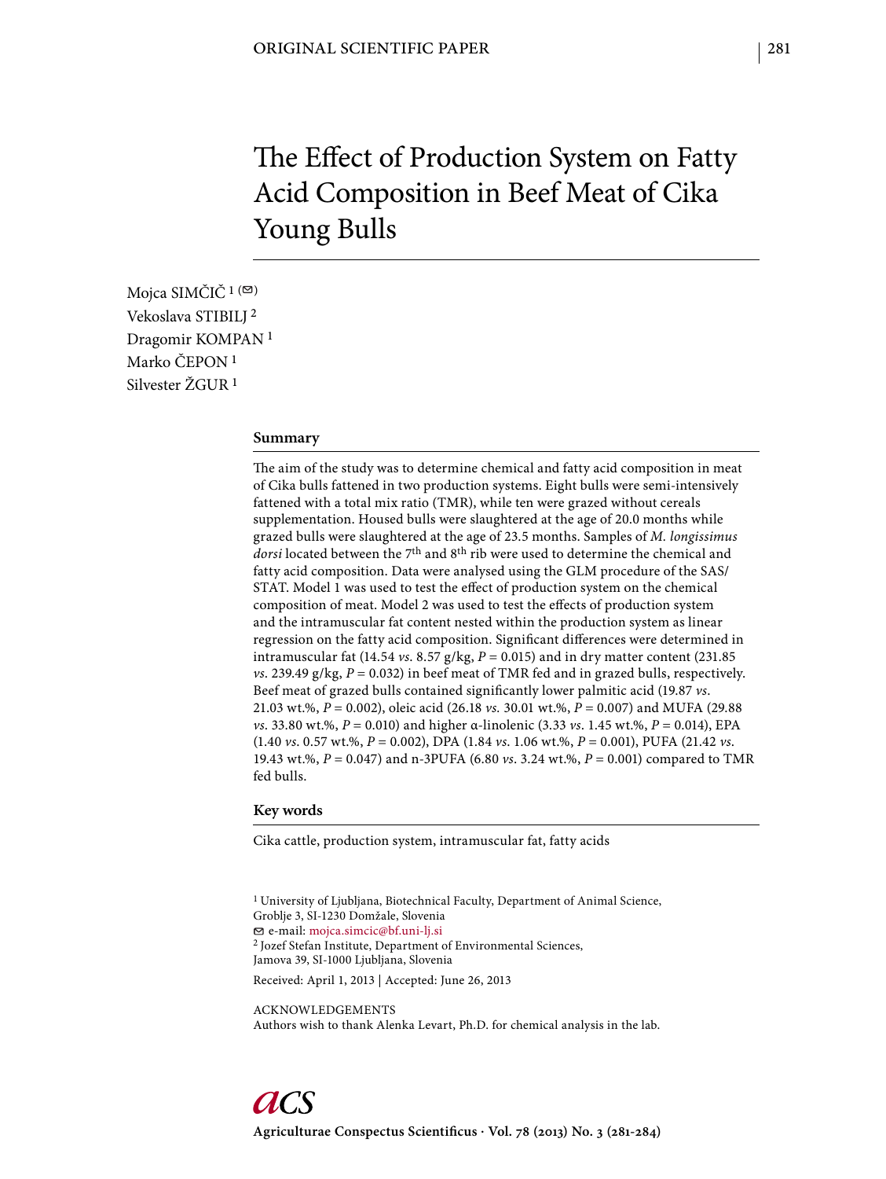ORIGINAL SCIENTIFIC PAPER

# The Effect of Production System on Fatty Acid Composition in Beef Meat of Cika Young Bulls

Mojca SIMČIČ [1] (✉)
Vekoslava STIBILJ [2]
Dragomir KOMPAN [1]
Marko ČEPON [1]
Silvester ŽGUR [1]

## Summary

The aim of the study was to determine chemical and fatty acid composition in meat of Cika bulls fattened in two production systems. Eight bulls were semi-intensively fattened with a total mix ratio (TMR), while ten were grazed without cereals supplementation. Housed bulls were slaughtered at the age of 20.0 months while grazed bulls were slaughtered at the age of 23.5 months. Samples of *M. longissimus dorsi* located between the 7th and 8th rib were used to determine the chemical and fatty acid composition. Data were analysed using the GLM procedure of the SAS/STAT. Model 1 was used to test the effect of production system on the chemical composition of meat. Model 2 was used to test the effects of production system and the intramuscular fat content nested within the production system as linear regression on the fatty acid composition. Significant differences were determined in intramuscular fat (14.54 *vs.* 8.57 g/kg, $P = 0.015$) and in dry matter content (231.85 *vs.* 239.49 g/kg, $P = 0.032$) in beef meat of TMR fed and in grazed bulls, respectively. Beef meat of grazed bulls contained significantly lower palmitic acid (19.87 *vs.* 21.03 wt.%, $P = 0.002$), oleic acid (26.18 *vs.* 30.01 wt.%, $P = 0.007$) and MUFA (29.88 *vs.* 33.80 wt.%, $P = 0.010$) and higher α-linolenic (3.33 *vs.* 1.45 wt.%, $P = 0.014$), EPA (1.40 *vs.* 0.57 wt.%, $P = 0.002$), DPA (1.84 *vs.* 1.06 wt.%, $P = 0.001$), PUFA (21.42 *vs.* 19.43 wt.%, $P = 0.047$) and n-3PUFA (6.80 *vs.* 3.24 wt.%, $P = 0.001$) compared to TMR fed bulls.

## Key words

Cika cattle, production system, intramuscular fat, fatty acids

[1] University of Ljubljana, Biotechnical Faculty, Department of Animal Science, Groblje 3, SI-1230 Domžale, Slovenia
✉ e-mail: mojca.simcic@bf.uni-lj.si
[2] Jozef Stefan Institute, Department of Environmental Sciences, Jamova 39, SI-1000 Ljubljana, Slovenia

Received: April 1, 2013 | Accepted: June 26, 2013

ACKNOWLEDGEMENTS
Authors wish to thank Alenka Levart, Ph.D. for chemical analysis in the lab.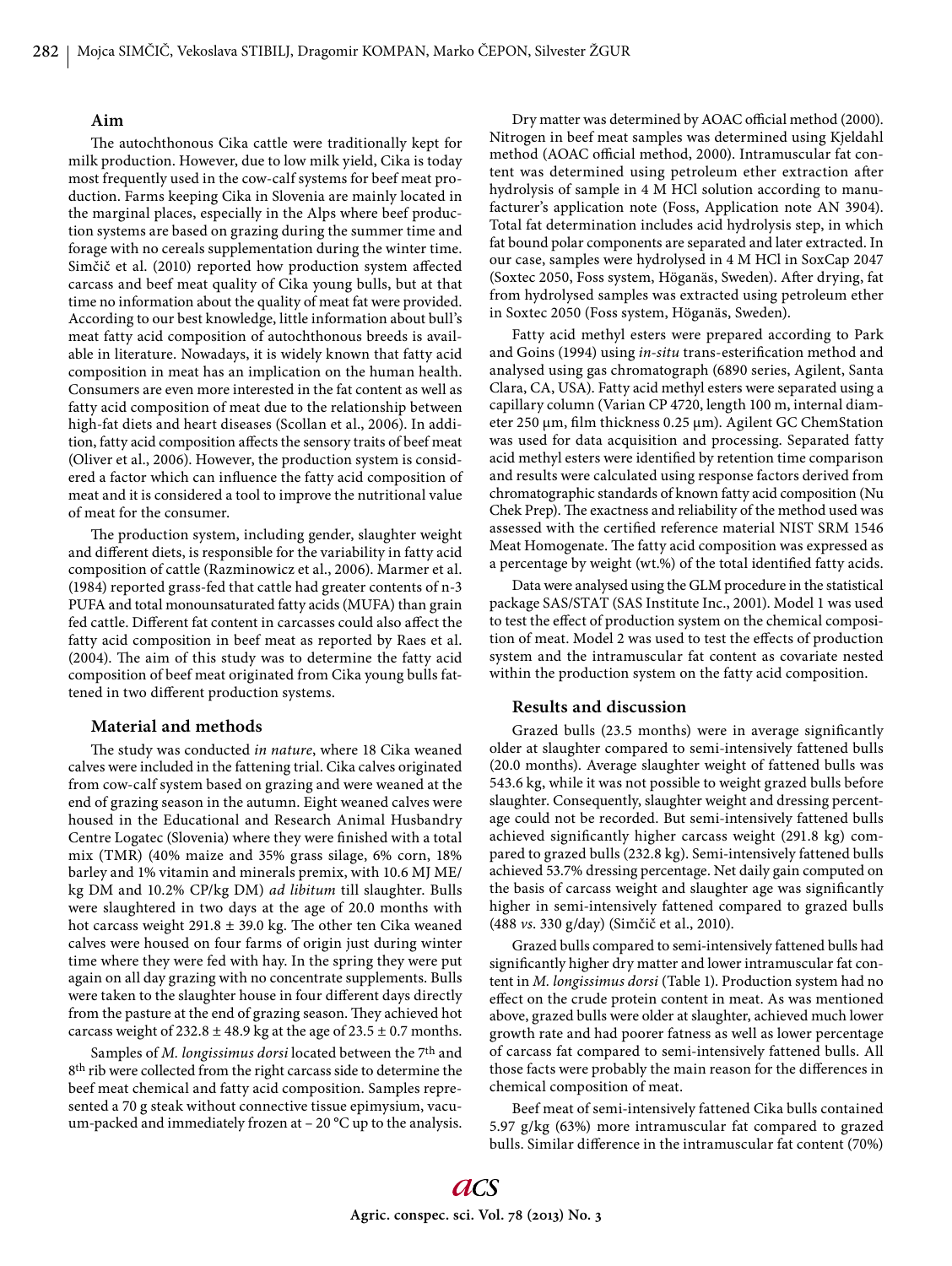### Aim

The autochthonous Cika cattle were traditionally kept for milk production. However, due to low milk yield, Cika is today most frequently used in the cow-calf systems for beef meat production. Farms keeping Cika in Slovenia are mainly located in the marginal places, especially in the Alps where beef production systems are based on grazing during the summer time and forage with no cereals supplementation during the winter time. Simčič et al. (2010) reported how production system affected carcass and beef meat quality of Cika young bulls, but at that time no information about the quality of meat fat were provided. According to our best knowledge, little information about bull's meat fatty acid composition of autochthonous breeds is available in literature. Nowadays, it is widely known that fatty acid composition in meat has an implication on the human health. Consumers are even more interested in the fat content as well as fatty acid composition of meat due to the relationship between high-fat diets and heart diseases (Scollan et al., 2006). In addition, fatty acid composition affects the sensory traits of beef meat (Oliver et al., 2006). However, the production system is considered a factor which can influence the fatty acid composition of meat and it is considered a tool to improve the nutritional value of meat for the consumer.

The production system, including gender, slaughter weight and different diets, is responsible for the variability in fatty acid composition of cattle (Razminowicz et al., 2006). Marmer et al. (1984) reported grass-fed that cattle had greater contents of n-3 PUFA and total monounsaturated fatty acids (MUFA) than grain fed cattle. Different fat content in carcasses could also affect the fatty acid composition in beef meat as reported by Raes et al. (2004). The aim of this study was to determine the fatty acid composition of beef meat originated from Cika young bulls fattened in two different production systems.

### Material and methods

The study was conducted *in nature*, where 18 Cika weaned calves were included in the fattening trial. Cika calves originated from cow-calf system based on grazing and were weaned at the end of grazing season in the autumn. Eight weaned calves were housed in the Educational and Research Animal Husbandry Centre Logatec (Slovenia) where they were finished with a total mix (TMR) (40% maize and 35% grass silage, 6% corn, 18% barley and 1% vitamin and minerals premix, with 10.6 MJ ME/kg DM and 10.2% CP/kg DM) *ad libitum* till slaughter. Bulls were slaughtered in two days at the age of 20.0 months with hot carcass weight 291.8 ± 39.0 kg. The other ten Cika weaned calves were housed on four farms of origin just during winter time where they were fed with hay. In the spring they were put again on all day grazing with no concentrate supplements. Bulls were taken to the slaughter house in four different days directly from the pasture at the end of grazing season. They achieved hot carcass weight of 232.8 ± 48.9 kg at the age of 23.5 ± 0.7 months.

Samples of *M. longissimus dorsi* located between the 7[th] and 8[th] rib were collected from the right carcass side to determine the beef meat chemical and fatty acid composition. Samples represented a 70 g steak without connective tissue epimysium, vacuum-packed and immediately frozen at – 20 °C up to the analysis.

Dry matter was determined by AOAC official method (2000). Nitrogen in beef meat samples was determined using Kjeldahl method (AOAC official method, 2000). Intramuscular fat content was determined using petroleum ether extraction after hydrolysis of sample in 4 M HCl solution according to manufacturer's application note (Foss, Application note AN 3904). Total fat determination includes acid hydrolysis step, in which fat bound polar components are separated and later extracted. In our case, samples were hydrolysed in 4 M HCl in SoxCap 2047 (Soxtec 2050, Foss system, Höganäs, Sweden). After drying, fat from hydrolysed samples was extracted using petroleum ether in Soxtec 2050 (Foss system, Höganäs, Sweden).

Fatty acid methyl esters were prepared according to Park and Goins (1994) using *in-situ* trans-esterification method and analysed using gas chromatograph (6890 series, Agilent, Santa Clara, CA, USA). Fatty acid methyl esters were separated using a capillary column (Varian CP 4720, length 100 m, internal diameter 250 µm, film thickness 0.25 µm). Agilent GC ChemStation was used for data acquisition and processing. Separated fatty acid methyl esters were identified by retention time comparison and results were calculated using response factors derived from chromatographic standards of known fatty acid composition (Nu Chek Prep). The exactness and reliability of the method used was assessed with the certified reference material NIST SRM 1546 Meat Homogenate. The fatty acid composition was expressed as a percentage by weight (wt.%) of the total identified fatty acids.

Data were analysed using the GLM procedure in the statistical package SAS/STAT (SAS Institute Inc., 2001). Model 1 was used to test the effect of production system on the chemical composition of meat. Model 2 was used to test the effects of production system and the intramuscular fat content as covariate nested within the production system on the fatty acid composition.

### Results and discussion

Grazed bulls (23.5 months) were in average significantly older at slaughter compared to semi-intensively fattened bulls (20.0 months). Average slaughter weight of fattened bulls was 543.6 kg, while it was not possible to weight grazed bulls before slaughter. Consequently, slaughter weight and dressing percentage could not be recorded. But semi-intensively fattened bulls achieved significantly higher carcass weight (291.8 kg) compared to grazed bulls (232.8 kg). Semi-intensively fattened bulls achieved 53.7% dressing percentage. Net daily gain computed on the basis of carcass weight and slaughter age was significantly higher in semi-intensively fattened compared to grazed bulls (488 *vs*. 330 g/day) (Simčič et al., 2010).

Grazed bulls compared to semi-intensively fattened bulls had significantly higher dry matter and lower intramuscular fat content in *M. longissimus dorsi* (Table 1). Production system had no effect on the crude protein content in meat. As was mentioned above, grazed bulls were older at slaughter, achieved much lower growth rate and had poorer fatness as well as lower percentage of carcass fat compared to semi-intensively fattened bulls. All those facts were probably the main reason for the differences in chemical composition of meat.

Beef meat of semi-intensively fattened Cika bulls contained 5.97 g/kg (63%) more intramuscular fat compared to grazed bulls. Similar difference in the intramuscular fat content (70%)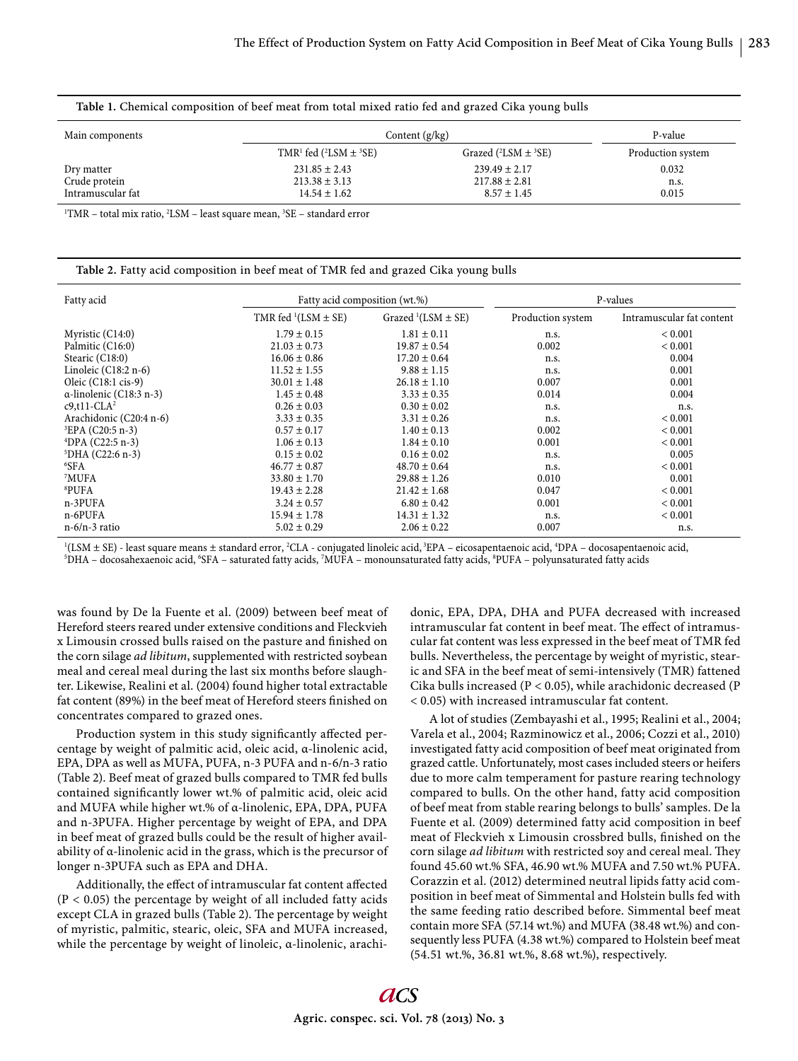**Table 1.** Chemical composition of beef meat from total mixed ratio fed and grazed Cika young bulls

| Main components | Content (g/kg) | | P-value |
|---|---|---|---|
| | TMR[1] fed ([2]LSM ± [3]SE) | Grazed ([2]LSM ± [3]SE) | Production system |
| Dry matter | 231.85 ± 2.43 | 239.49 ± 2.17 | 0.032 |
| Crude protein | 213.38 ± 3.13 | 217.88 ± 2.81 | n.s. |
| Intramuscular fat | 14.54 ± 1.62 | 8.57 ± 1.45 | 0.015 |

[1]TMR – total mix ratio, [2]LSM – least square mean, [3]SE – standard error

**Table 2.** Fatty acid composition in beef meat of TMR fed and grazed Cika young bulls

| Fatty acid | Fatty acid composition (wt.%) | | P-values | |
|---|---|---|---|---|
| | TMR fed [1](LSM ± SE) | Grazed [1](LSM ± SE) | Production system | Intramuscular fat content |
| Myristic (C14:0) | 1.79 ± 0.15 | 1.81 ± 0.11 | n.s. | < 0.001 |
| Palmitic (C16:0) | 21.03 ± 0.73 | 19.87 ± 0.54 | 0.002 | < 0.001 |
| Stearic (C18:0) | 16.06 ± 0.86 | 17.20 ± 0.64 | n.s. | 0.004 |
| Linoleic (C18:2 n-6) | 11.52 ± 1.55 | 9.88 ± 1.15 | n.s. | 0.001 |
| Oleic (C18:1 cis-9) | 30.01 ± 1.48 | 26.18 ± 1.10 | 0.007 | 0.001 |
| α-linolenic (C18:3 n-3) | 1.45 ± 0.48 | 3.33 ± 0.35 | 0.014 | 0.004 |
| c9,t11-CLA[2] | 0.26 ± 0.03 | 0.30 ± 0.02 | n.s. | n.s. |
| Arachidonic (C20:4 n-6) | 3.33 ± 0.35 | 3.31 ± 0.26 | n.s. | < 0.001 |
| [3]EPA (C20:5 n-3) | 0.57 ± 0.17 | 1.40 ± 0.13 | 0.002 | < 0.001 |
| [4]DPA (C22:5 n-3) | 1.06 ± 0.13 | 1.84 ± 0.10 | 0.001 | < 0.001 |
| [5]DHA (C22:6 n-3) | 0.15 ± 0.02 | 0.16 ± 0.02 | n.s. | 0.005 |
| [6]SFA | 46.77 ± 0.87 | 48.70 ± 0.64 | n.s. | < 0.001 |
| [7]MUFA | 33.80 ± 1.70 | 29.88 ± 1.26 | 0.010 | 0.001 |
| [8]PUFA | 19.43 ± 2.28 | 21.42 ± 1.68 | 0.047 | < 0.001 |
| n-3PUFA | 3.24 ± 0.57 | 6.80 ± 0.42 | 0.001 | < 0.001 |
| n-6PUFA | 15.94 ± 1.78 | 14.31 ± 1.32 | n.s. | < 0.001 |
| n-6/n-3 ratio | 5.02 ± 0.29 | 2.06 ± 0.22 | 0.007 | n.s. |

[1](LSM ± SE) - least square means ± standard error, [2]CLA - conjugated linoleic acid, [3]EPA – eicosapentaenoic acid, [4]DPA – docosapentaenoic acid, [5]DHA – docosahexaenoic acid, [6]SFA – saturated fatty acids, [7]MUFA – monounsaturated fatty acids, [8]PUFA – polyunsaturated fatty acids

was found by De la Fuente et al. (2009) between beef meat of Hereford steers reared under extensive conditions and Fleckvieh x Limousin crossed bulls raised on the pasture and finished on the corn silage *ad libitum*, supplemented with restricted soybean meal and cereal meal during the last six months before slaughter. Likewise, Realini et al. (2004) found higher total extractable fat content (89%) in the beef meat of Hereford steers finished on concentrates compared to grazed ones.

Production system in this study significantly affected percentage by weight of palmitic acid, oleic acid, α-linolenic acid, EPA, DPA as well as MUFA, PUFA, n-3 PUFA and n-6/n-3 ratio (Table 2). Beef meat of grazed bulls compared to TMR fed bulls contained significantly lower wt.% of palmitic acid, oleic acid and MUFA while higher wt.% of α-linolenic, EPA, DPA, PUFA and n-3PUFA. Higher percentage by weight of EPA, and DPA in beef meat of grazed bulls could be the result of higher availability of α-linolenic acid in the grass, which is the precursor of longer n-3PUFA such as EPA and DHA.

Additionally, the effect of intramuscular fat content affected ($P < 0.05$) the percentage by weight of all included fatty acids except CLA in grazed bulls (Table 2). The percentage by weight of myristic, palmitic, stearic, oleic, SFA and MUFA increased, while the percentage by weight of linoleic, α-linolenic, arachidonic, EPA, DPA, DHA and PUFA decreased with increased intramuscular fat content in beef meat. The effect of intramuscular fat content was less expressed in the beef meat of TMR fed bulls. Nevertheless, the percentage by weight of myristic, stearic and SFA in the beef meat of semi-intensively (TMR) fattened Cika bulls increased ($P < 0.05$), while arachidonic decreased ($P < 0.05$) with increased intramuscular fat content.

A lot of studies (Zembayashi et al., 1995; Realini et al., 2004; Varela et al., 2004; Razminowicz et al., 2006; Cozzi et al., 2010) investigated fatty acid composition of beef meat originated from grazed cattle. Unfortunately, most cases included steers or heifers due to more calm temperament for pasture rearing technology compared to bulls. On the other hand, fatty acid composition of beef meat from stable rearing belongs to bulls' samples. De la Fuente et al. (2009) determined fatty acid composition in beef meat of Fleckvieh x Limousin crossbred bulls, finished on the corn silage *ad libitum* with restricted soy and cereal meal. They found 45.60 wt.% SFA, 46.90 wt.% MUFA and 7.50 wt.% PUFA. Corazzin et al. (2012) determined neutral lipids fatty acid composition in beef meat of Simmental and Holstein bulls fed with the same feeding ratio described before. Simmental beef meat contain more SFA (57.14 wt.%) and MUFA (38.48 wt.%) and consequently less PUFA (4.38 wt.%) compared to Holstein beef meat (54.51 wt.%, 36.81 wt.%, 8.68 wt.%), respectively.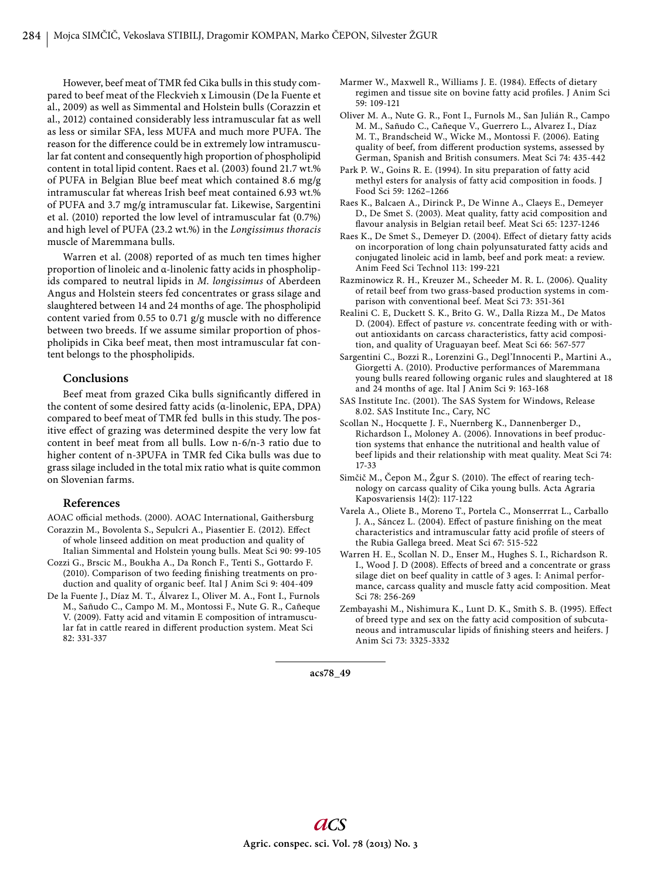However, beef meat of TMR fed Cika bulls in this study compared to beef meat of the Fleckvieh x Limousin (De la Fuente et al., 2009) as well as Simmental and Holstein bulls (Corazzin et al., 2012) contained considerably less intramuscular fat as well as less or similar SFA, less MUFA and much more PUFA. The reason for the difference could be in extremely low intramuscular fat content and consequently high proportion of phospholipid content in total lipid content. Raes et al. (2003) found 21.7 wt.% of PUFA in Belgian Blue beef meat which contained 8.6 mg/g intramuscular fat whereas Irish beef meat contained 6.93 wt.% of PUFA and 3.7 mg/g intramuscular fat. Likewise, Sargentini et al. (2010) reported the low level of intramuscular fat (0.7%) and high level of PUFA (23.2 wt.%) in the *Longissimus thoracis* muscle of Maremmana bulls.

Warren et al. (2008) reported of as much ten times higher proportion of linoleic and α-linolenic fatty acids in phospholipids compared to neutral lipids in *M. longissimus* of Aberdeen Angus and Holstein steers fed concentrates or grass silage and slaughtered between 14 and 24 months of age. The phospholipid content varied from 0.55 to 0.71 g/g muscle with no difference between two breeds. If we assume similar proportion of phospholipids in Cika beef meat, then most intramuscular fat content belongs to the phospholipids.

## Conclusions

Beef meat from grazed Cika bulls significantly differed in the content of some desired fatty acids (α-linolenic, EPA, DPA) compared to beef meat of TMR fed bulls in this study. The positive effect of grazing was determined despite the very low fat content in beef meat from all bulls. Low n-6/n-3 ratio due to higher content of n-3PUFA in TMR fed Cika bulls was due to grass silage included in the total mix ratio what is quite common on Slovenian farms.

## References

AOAC official methods. (2000). AOAC International, Gaithersburg

Corazzin M., Bovolenta S., Sepulcri A., Piasentier E. (2012). Effect of whole linseed addition on meat production and quality of Italian Simmental and Holstein young bulls. Meat Sci 90: 99-105

Cozzi G., Brscic M., Boukha A., Da Ronch F., Tenti S., Gottardo F. (2010). Comparison of two feeding finishing treatments on production and quality of organic beef. Ital J Anim Sci 9: 404-409

De la Fuente J., Díaz M. T., Álvarez I., Oliver M. A., Font I., Furnols M., Sañudo C., Campo M. M., Montossi F., Nute G. R., Cañeque V. (2009). Fatty acid and vitamin E composition of intramuscular fat in cattle reared in different production system. Meat Sci 82: 331-337

Marmer W., Maxwell R., Williams J. E. (1984). Effects of dietary regimen and tissue site on bovine fatty acid profiles. J Anim Sci 59: 109-121

Oliver M. A., Nute G. R., Font I., Furnols M., San Julián R., Campo M. M., Sañudo C., Cañeque V., Guerrero L., Alvarez I., Díaz M. T., Brandscheid W., Wicke M., Montossi F. (2006). Eating quality of beef, from different production systems, assessed by German, Spanish and British consumers. Meat Sci 74: 435-442

Park P. W., Goins R. E. (1994). In situ preparation of fatty acid methyl esters for analysis of fatty acid composition in foods. J Food Sci 59: 1262–1266

Raes K., Balcaen A., Dirinck P., De Winne A., Claeys E., Demeyer D., De Smet S. (2003). Meat quality, fatty acid composition and flavour analysis in Belgian retail beef. Meat Sci 65: 1237-1246

Raes K., De Smet S., Demeyer D. (2004). Effect of dietary fatty acids on incorporation of long chain polyunsaturated fatty acids and conjugated linoleic acid in lamb, beef and pork meat: a review. Anim Feed Sci Technol 113: 199-221

Razminowicz R. H., Kreuzer M., Scheeder M. R. L. (2006). Quality of retail beef from two grass-based production systems in comparison with conventional beef. Meat Sci 73: 351-361

Realini C. E, Duckett S. K., Brito G. W., Dalla Rizza M., De Matos D. (2004). Effect of pasture *vs.* concentrate feeding with or without antioxidants on carcass characteristics, fatty acid composition, and quality of Uraguayan beef. Meat Sci 66: 567-577

Sargentini C., Bozzi R., Lorenzini G., Degl'Innocenti P., Martini A., Giorgetti A. (2010). Productive performances of Maremmana young bulls reared following organic rules and slaughtered at 18 and 24 months of age. Ital J Anim Sci 9: 163-168

SAS Institute Inc. (2001). The SAS System for Windows, Release 8.02. SAS Institute Inc., Cary, NC

Scollan N., Hocquette J. F., Nuernberg K., Dannenberger D., Richardson I., Moloney A. (2006). Innovations in beef production systems that enhance the nutritional and health value of beef lipids and their relationship with meat quality. Meat Sci 74: 17-33

Simčič M., Čepon M., Žgur S. (2010). The effect of rearing technology on carcass quality of Cika young bulls. Acta Agraria Kaposvariensis 14(2): 117-122

Varela A., Oliete B., Moreno T., Portela C., Monserrrat L., Carballo J. A., Sáncez L. (2004). Effect of pasture finishing on the meat characteristics and intramuscular fatty acid profile of steers of the Rubia Gallega breed. Meat Sci 67: 515-522

Warren H. E., Scollan N. D., Enser M., Hughes S. I., Richardson R. I., Wood J. D (2008). Effects of breed and a concentrate or grass silage diet on beef quality in cattle of 3 ages. I: Animal performance, carcass quality and muscle fatty acid composition. Meat Sci 78: 256-269

Zembayashi M., Nishimura K., Lunt D. K., Smith S. B. (1995). Effect of breed type and sex on the fatty acid composition of subcutaneous and intramuscular lipids of finishing steers and heifers. J Anim Sci 73: 3325-3332

**acs78_49**